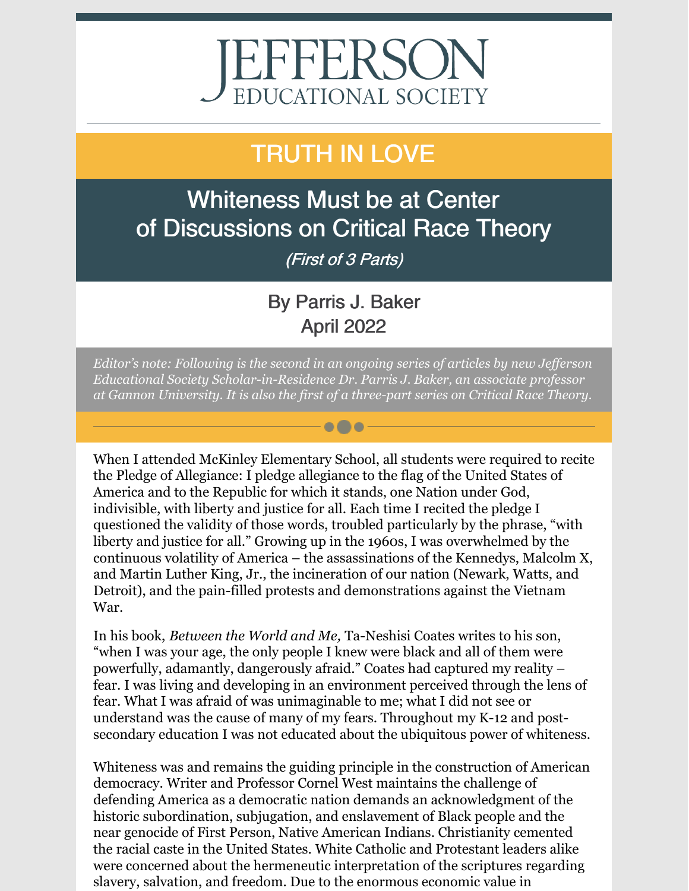# JEFFERSON
EDUCATIONAL SOCIETY

## TRUTH IN LOVE

# Whiteness Must be at Center of Discussions on Critical Race Theory

*(First of 3 Parts)*

By Parris J. Baker
April 2022

*Editor's note: Following is the second in an ongoing series of articles by new Jefferson Educational Society Scholar-in-Residence Dr. Parris J. Baker, an associate professor at Gannon University. It is also the first of a three-part series on Critical Race Theory.*

When I attended McKinley Elementary School, all students were required to recite the Pledge of Allegiance: I pledge allegiance to the flag of the United States of America and to the Republic for which it stands, one Nation under God, indivisible, with liberty and justice for all. Each time I recited the pledge I questioned the validity of those words, troubled particularly by the phrase, "with liberty and justice for all." Growing up in the 1960s, I was overwhelmed by the continuous volatility of America – the assassinations of the Kennedys, Malcolm X, and Martin Luther King, Jr., the incineration of our nation (Newark, Watts, and Detroit), and the pain-filled protests and demonstrations against the Vietnam War.

In his book, *Between the World and Me,* Ta-Neshisi Coates writes to his son, "when I was your age, the only people I knew were black and all of them were powerfully, adamantly, dangerously afraid." Coates had captured my reality – fear. I was living and developing in an environment perceived through the lens of fear. What I was afraid of was unimaginable to me; what I did not see or understand was the cause of many of my fears. Throughout my K-12 and post-secondary education I was not educated about the ubiquitous power of whiteness.

Whiteness was and remains the guiding principle in the construction of American democracy. Writer and Professor Cornel West maintains the challenge of defending America as a democratic nation demands an acknowledgment of the historic subordination, subjugation, and enslavement of Black people and the near genocide of First Person, Native American Indians. Christianity cemented the racial caste in the United States. White Catholic and Protestant leaders alike were concerned about the hermeneutic interpretation of the scriptures regarding slavery, salvation, and freedom. Due to the enormous economic value in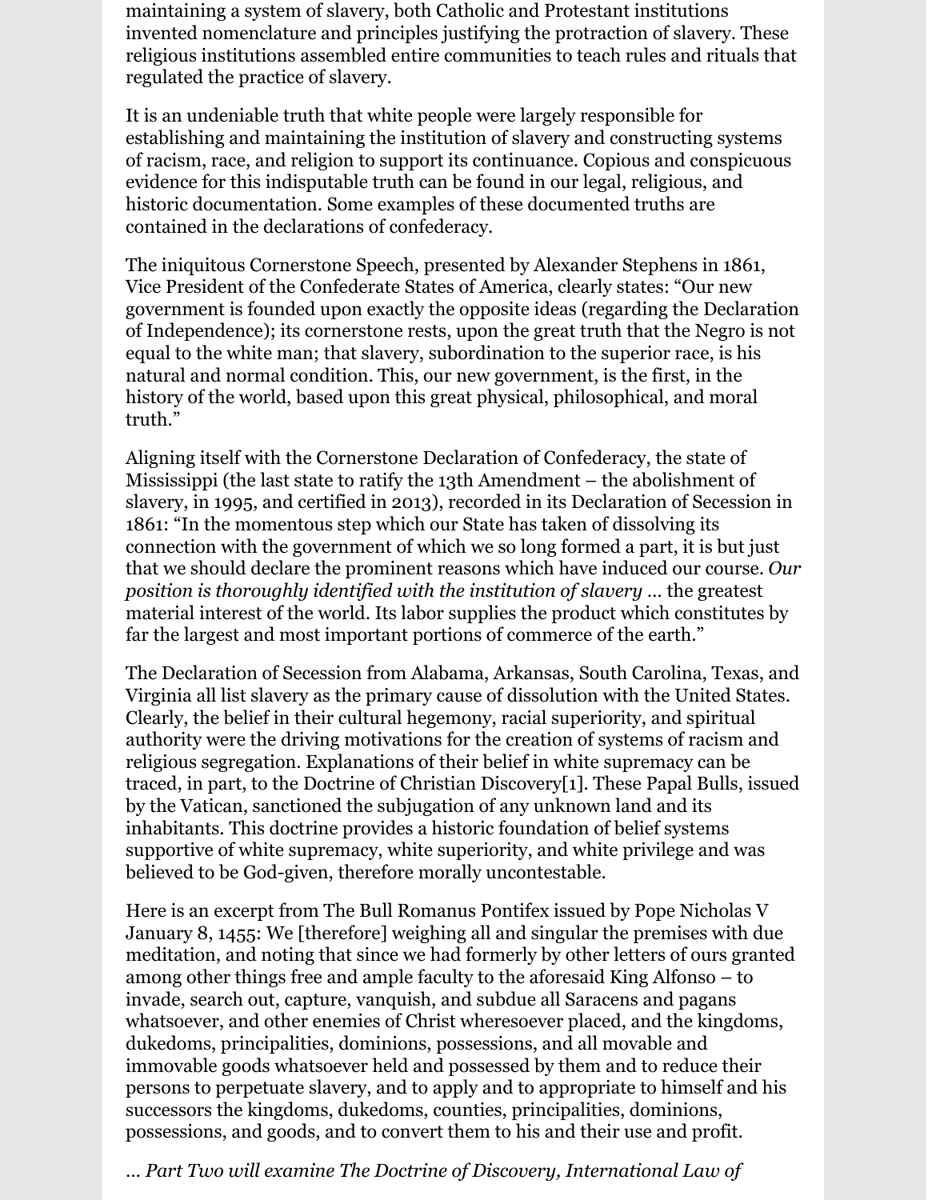maintaining a system of slavery, both Catholic and Protestant institutions invented nomenclature and principles justifying the protraction of slavery. These religious institutions assembled entire communities to teach rules and rituals that regulated the practice of slavery.

It is an undeniable truth that white people were largely responsible for establishing and maintaining the institution of slavery and constructing systems of racism, race, and religion to support its continuance. Copious and conspicuous evidence for this indisputable truth can be found in our legal, religious, and historic documentation. Some examples of these documented truths are contained in the declarations of confederacy.

The iniquitous Cornerstone Speech, presented by Alexander Stephens in 1861, Vice President of the Confederate States of America, clearly states: "Our new government is founded upon exactly the opposite ideas (regarding the Declaration of Independence); its cornerstone rests, upon the great truth that the Negro is not equal to the white man; that slavery, subordination to the superior race, is his natural and normal condition. This, our new government, is the first, in the history of the world, based upon this great physical, philosophical, and moral truth."

Aligning itself with the Cornerstone Declaration of Confederacy, the state of Mississippi (the last state to ratify the 13th Amendment – the abolishment of slavery, in 1995, and certified in 2013), recorded in its Declaration of Secession in 1861: "In the momentous step which our State has taken of dissolving its connection with the government of which we so long formed a part, it is but just that we should declare the prominent reasons which have induced our course. *Our position is thoroughly identified with the institution of slavery* … the greatest material interest of the world. Its labor supplies the product which constitutes by far the largest and most important portions of commerce of the earth."

The Declaration of Secession from Alabama, Arkansas, South Carolina, Texas, and Virginia all list slavery as the primary cause of dissolution with the United States. Clearly, the belief in their cultural hegemony, racial superiority, and spiritual authority were the driving motivations for the creation of systems of racism and religious segregation. Explanations of their belief in white supremacy can be traced, in part, to the Doctrine of Christian Discovery[1]. These Papal Bulls, issued by the Vatican, sanctioned the subjugation of any unknown land and its inhabitants. This doctrine provides a historic foundation of belief systems supportive of white supremacy, white superiority, and white privilege and was believed to be God-given, therefore morally uncontestable.

Here is an excerpt from The Bull Romanus Pontifex issued by Pope Nicholas V January 8, 1455: We [therefore] weighing all and singular the premises with due meditation, and noting that since we had formerly by other letters of ours granted among other things free and ample faculty to the aforesaid King Alfonso – to invade, search out, capture, vanquish, and subdue all Saracens and pagans whatsoever, and other enemies of Christ wheresoever placed, and the kingdoms, dukedoms, principalities, dominions, possessions, and all movable and immovable goods whatsoever held and possessed by them and to reduce their persons to perpetuate slavery, and to apply and to appropriate to himself and his successors the kingdoms, dukedoms, counties, principalities, dominions, possessions, and goods, and to convert them to his and their use and profit.

*… Part Two will examine The Doctrine of Discovery, International Law of*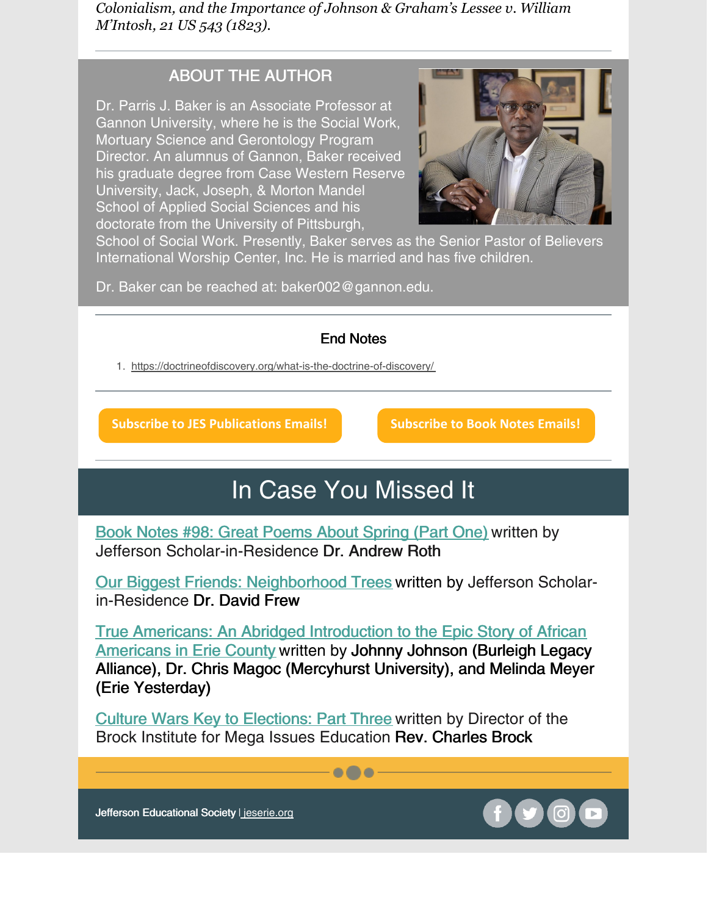*Colonialism, and the Importance of Johnson & Graham's Lessee v. William M'Intosh, 21 US 543 (1823).*

---

## ABOUT THE AUTHOR

Dr. Parris J. Baker is an Associate Professor at Gannon University, where he is the Social Work, Mortuary Science and Gerontology Program Director. An alumnus of Gannon, Baker received his graduate degree from Case Western Reserve University, Jack, Joseph, & Morton Mandel School of Applied Social Sciences and his doctorate from the University of Pittsburgh, School of Social Work. Presently, Baker serves as the Senior Pastor of Believers International Worship Center, Inc. He is married and has five children.

Dr. Baker can be reached at: baker002@gannon.edu.

---

### End Notes

1. https://doctrineofdiscovery.org/what-is-the-doctrine-of-discovery/

---

Subscribe to JES Publications Emails!

Subscribe to Book Notes Emails!

---

## In Case You Missed It

Book Notes #98: Great Poems About Spring (Part One) written by Jefferson Scholar-in-Residence **Dr. Andrew Roth**

Our Biggest Friends: Neighborhood Trees written by Jefferson Scholar-in-Residence **Dr. David Frew**

True Americans: An Abridged Introduction to the Epic Story of African Americans in Erie County written by **Johnny Johnson (Burleigh Legacy Alliance), Dr. Chris Magoc (Mercyhurst University), and Melinda Meyer (Erie Yesterday)**

Culture Wars Key to Elections: Part Three written by Director of the Brock Institute for Mega Issues Education **Rev. Charles Brock**

---

Jefferson Educational Society | jeserie.org